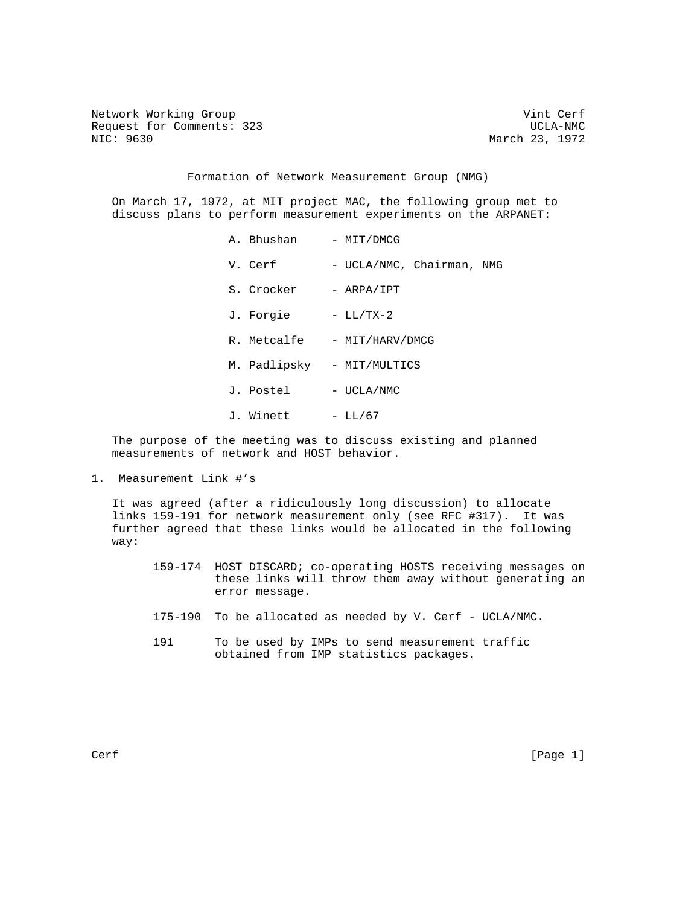Network Working Group                                          Vint Cerf
Request for Comments: 323                                       UCLA-NMC
NIC: 9630                                                 March 23, 1972

# Formation of Network Measurement Group (NMG)

On March 17, 1972, at MIT project MAC, the following group met to discuss plans to perform measurement experiments on the ARPANET:

| | |
|---|---|
| A. Bhushan | - MIT/DMCG |
| V. Cerf | - UCLA/NMC, Chairman, NMG |
| S. Crocker | - ARPA/IPT |
| J. Forgie | - LL/TX-2 |
| R. Metcalfe | - MIT/HARV/DMCG |
| M. Padlipsky | - MIT/MULTICS |
| J. Postel | - UCLA/NMC |
| J. Winett | - LL/67 |

The purpose of the meeting was to discuss existing and planned measurements of network and HOST behavior.

## 1. Measurement Link #'s

It was agreed (after a ridiculously long discussion) to allocate links 159-191 for network measurement only (see RFC #317). It was further agreed that these links would be allocated in the following way:

- 159-174 HOST DISCARD; co-operating HOSTS receiving messages on these links will throw them away without generating an error message.
- 175-190 To be allocated as needed by V. Cerf - UCLA/NMC.
- 191 To be used by IMPs to send measurement traffic obtained from IMP statistics packages.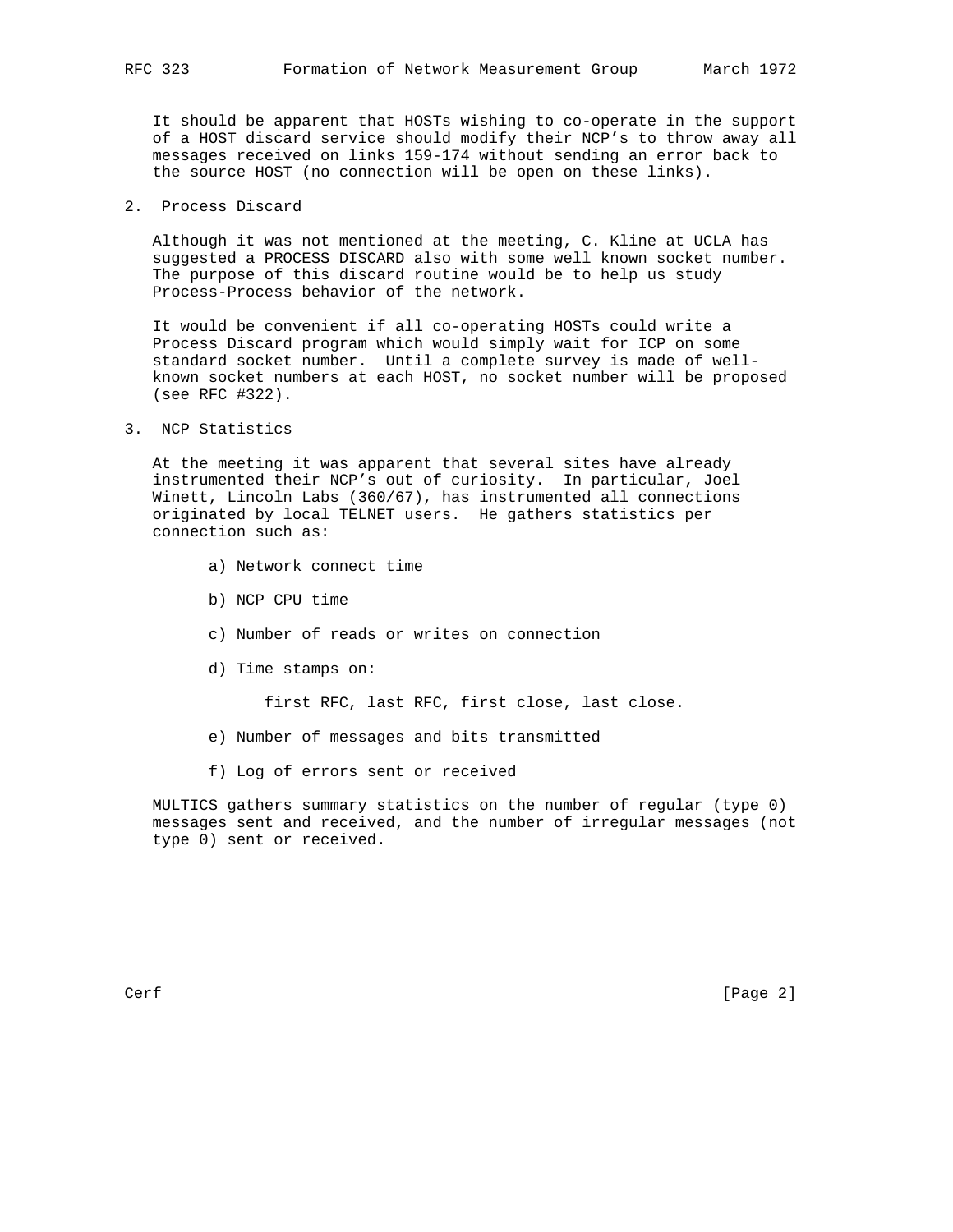It should be apparent that HOSTs wishing to co-operate in the support of a HOST discard service should modify their NCP's to throw away all messages received on links 159-174 without sending an error back to the source HOST (no connection will be open on these links).

## 2. Process Discard

Although it was not mentioned at the meeting, C. Kline at UCLA has suggested a PROCESS DISCARD also with some well known socket number. The purpose of this discard routine would be to help us study Process-Process behavior of the network.

It would be convenient if all co-operating HOSTs could write a Process Discard program which would simply wait for ICP on some standard socket number. Until a complete survey is made of well-known socket numbers at each HOST, no socket number will be proposed (see RFC #322).

## 3. NCP Statistics

At the meeting it was apparent that several sites have already instrumented their NCP's out of curiosity. In particular, Joel Winett, Lincoln Labs (360/67), has instrumented all connections originated by local TELNET users. He gathers statistics per connection such as:

a) Network connect time

b) NCP CPU time

c) Number of reads or writes on connection

d) Time stamps on:

first RFC, last RFC, first close, last close.

e) Number of messages and bits transmitted

f) Log of errors sent or received

MULTICS gathers summary statistics on the number of regular (type 0) messages sent and received, and the number of irregular messages (not type 0) sent or received.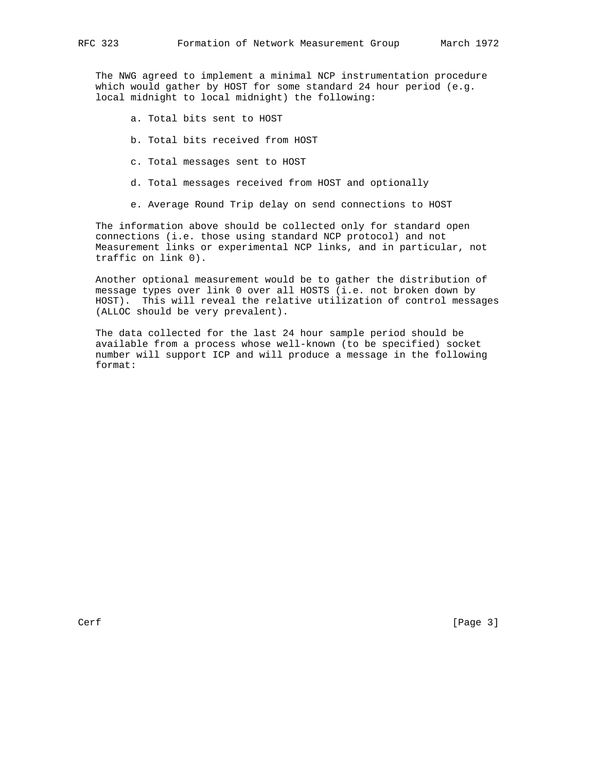The NWG agreed to implement a minimal NCP instrumentation procedure which would gather by HOST for some standard 24 hour period (e.g. local midnight to local midnight) the following:

a. Total bits sent to HOST

b. Total bits received from HOST

c. Total messages sent to HOST

d. Total messages received from HOST and optionally

e. Average Round Trip delay on send connections to HOST

The information above should be collected only for standard open connections (i.e. those using standard NCP protocol) and not Measurement links or experimental NCP links, and in particular, not traffic on link 0).

Another optional measurement would be to gather the distribution of message types over link 0 over all HOSTS (i.e. not broken down by HOST). This will reveal the relative utilization of control messages (ALLOC should be very prevalent).

The data collected for the last 24 hour sample period should be available from a process whose well-known (to be specified) socket number will support ICP and will produce a message in the following format: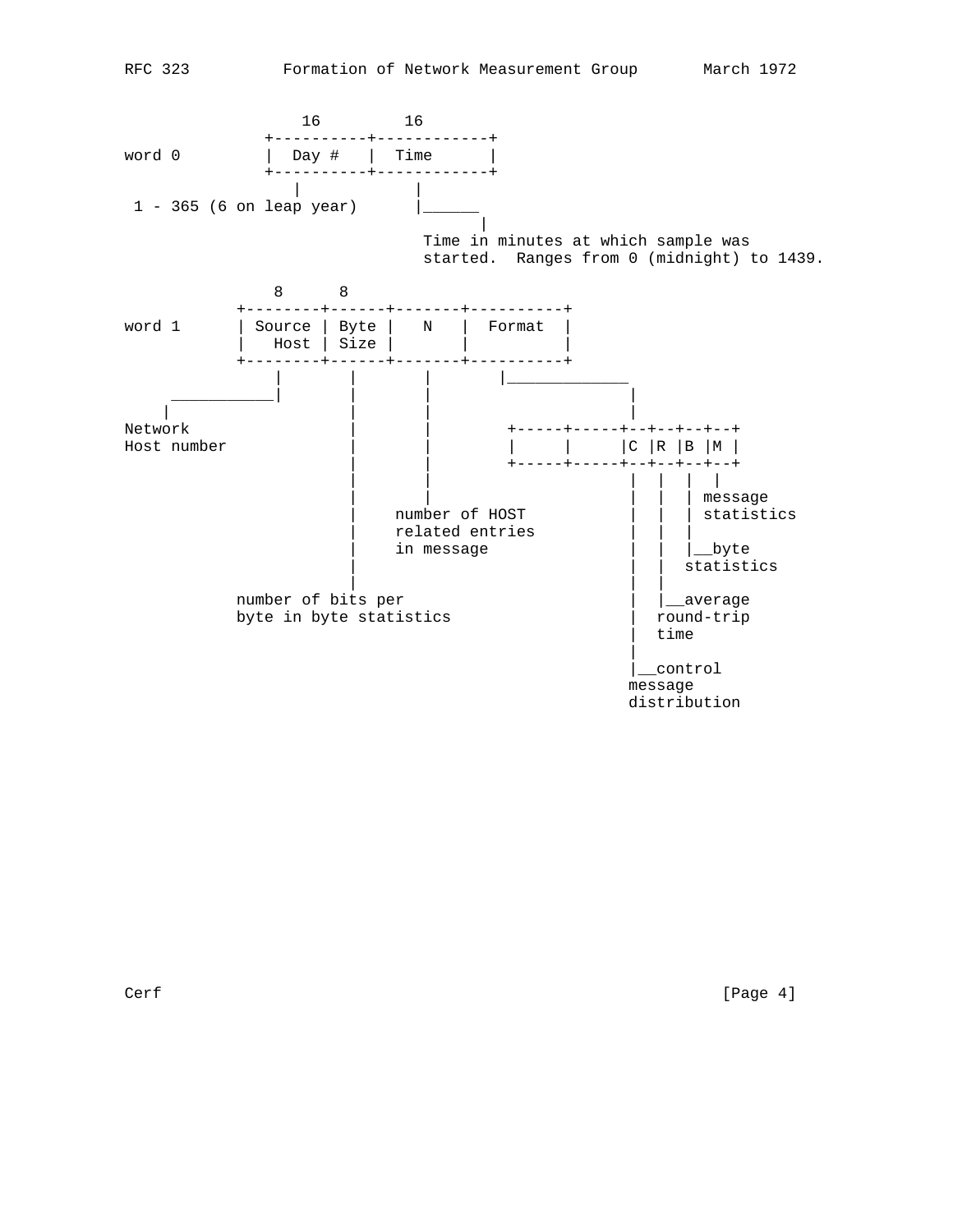```
                 16         16
             +----------+------------+
word 0       |  Day #   |  Time      |
             +----------+------------+
                 |           |
 1 - 365 (6 on leap year)    |______
                                   |
                              Time in minutes at which sample was
                              started.  Ranges from 0 (midnight) to 1439.

              8      8
          +--------+------+-------+----------+
word 1    | Source | Byte |   N   |  Format  |
          |   Host | Size |       |          |
          +--------+------+-------+----------+
              |       |       |       |_____________
     ___________|       |       |                    |
    |                   |       |                    |
Network                 |       |        +-----+-----+--+--+--+--+
Host number             |       |        |     |     |C |R |B |M |
                        |       |        +-----+-----+--+--+--+--+
                        |       |                    |  |  |  |
                        |       |                    |  |  | message
                        |    number of HOST          |  |  | statistics
                        |    related entries         |  |  |
                        |    in message              |  |  |__byte
                        |                            |  |  statistics
                        |                            |  |
          number of bits per                         |  |__average
          byte in byte statistics                    |  round-trip
                                                     |  time
                                                     |
                                                     |__control
                                                     message
                                                     distribution
```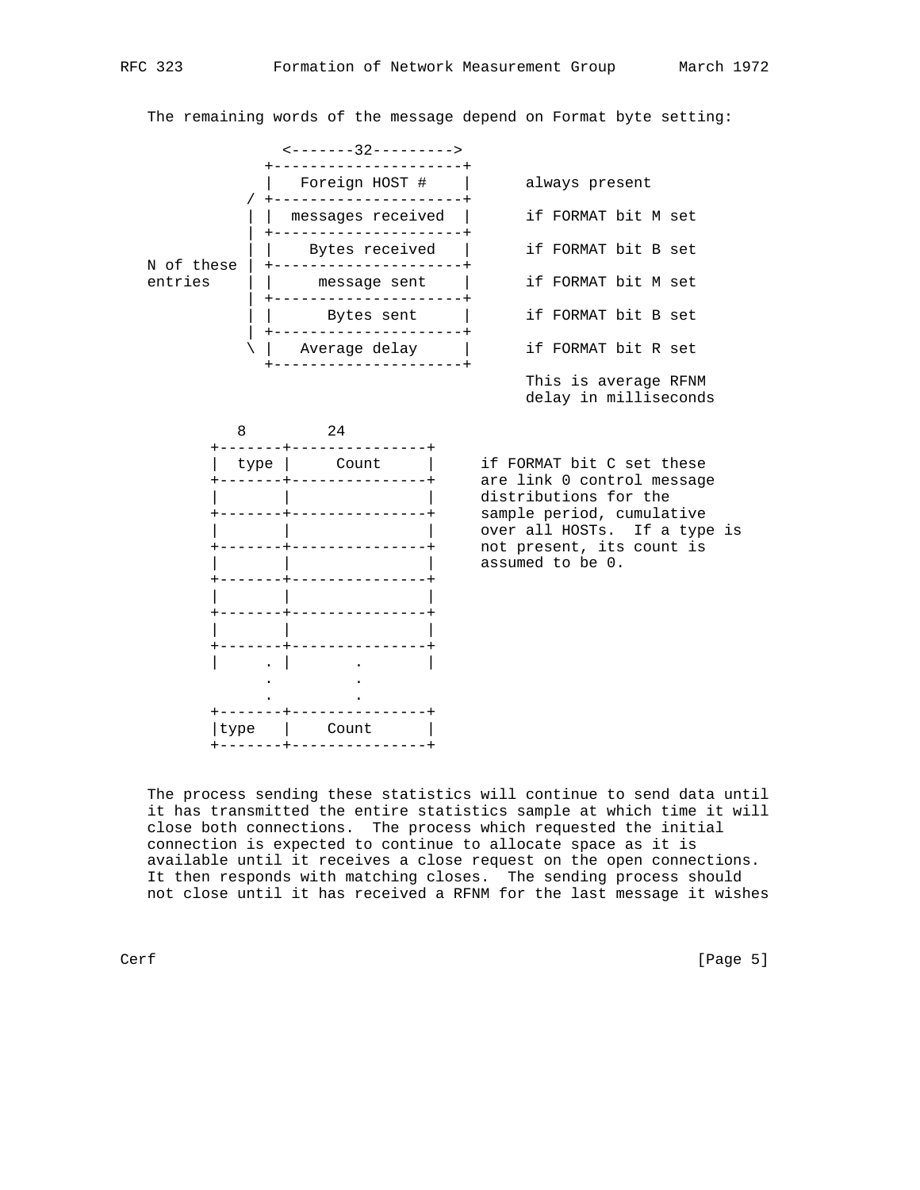The remaining words of the message depend on Format byte setting:

```
                <-------32--------->
              +---------------------+
              |   Foreign HOST #    |      always present
            / +---------------------+
            | |  messages received  |      if FORMAT bit M set
            | +---------------------+
            | |    Bytes received   |      if FORMAT bit B set
N of these  | +---------------------+
entries     | |     message sent    |      if FORMAT bit M set
            | +---------------------+
            | |      Bytes sent     |      if FORMAT bit B set
            | +---------------------+
            \ |   Average delay     |      if FORMAT bit R set
              +---------------------+
                                           This is average RFNM
                                           delay in milliseconds

          8          24
        +-------+---------------+
        |  type |     Count     |     if FORMAT bit C set these
        +-------+---------------+     are link 0 control message
        |       |               |     distributions for the
        +-------+---------------+     sample period, cumulative
        |       |               |     over all HOSTs.  If a type is
        +-------+---------------+     not present, its count is
        |       |               |     assumed to be 0.
        +-------+---------------+
        |       |               |
        +-------+---------------+
        |       |               |
        +-------+---------------+
        |     . |       .       |
              .         .
              .         .
        +-------+---------------+
        |type   |    Count      |
        +-------+---------------+
```

The process sending these statistics will continue to send data until it has transmitted the entire statistics sample at which time it will close both connections. The process which requested the initial connection is expected to continue to allocate space as it is available until it receives a close request on the open connections. It then responds with matching closes. The sending process should not close until it has received a RFNM for the last message it wishes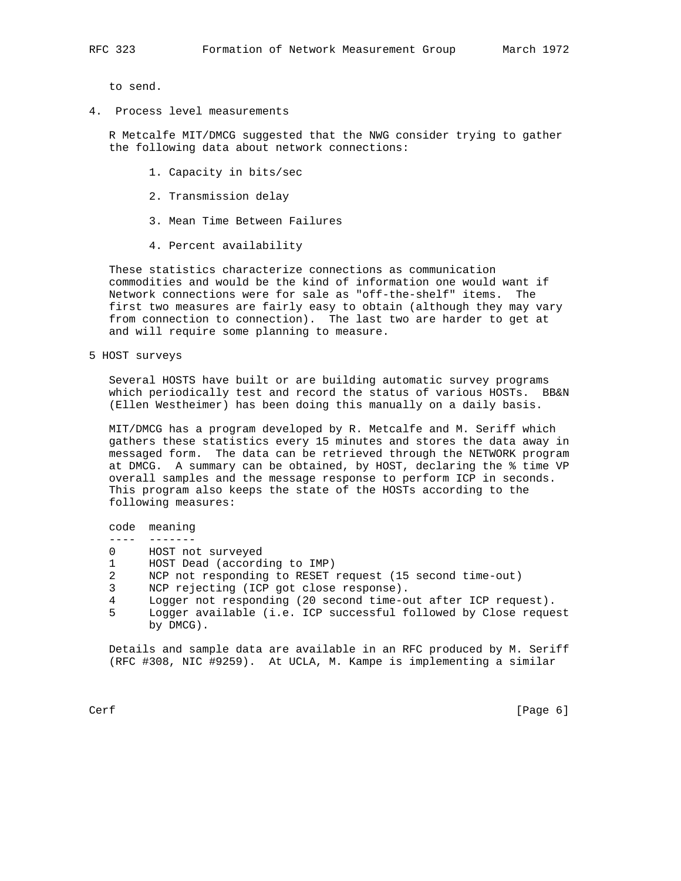to send.

## 4. Process level measurements

R Metcalfe MIT/DMCG suggested that the NWG consider trying to gather the following data about network connections:

1. Capacity in bits/sec
2. Transmission delay
3. Mean Time Between Failures
4. Percent availability

These statistics characterize connections as communication commodities and would be the kind of information one would want if Network connections were for sale as "off-the-shelf" items. The first two measures are fairly easy to obtain (although they may vary from connection to connection). The last two are harder to get at and will require some planning to measure.

## 5 HOST surveys

Several HOSTS have built or are building automatic survey programs which periodically test and record the status of various HOSTs. BB&N (Ellen Westheimer) has been doing this manually on a daily basis.

MIT/DMCG has a program developed by R. Metcalfe and M. Seriff which gathers these statistics every 15 minutes and stores the data away in messaged form. The data can be retrieved through the NETWORK program at DMCG. A summary can be obtained, by HOST, declaring the % time VP overall samples and the message response to perform ICP in seconds. This program also keeps the state of the HOSTs according to the following measures:

| code | meaning |
|---|---|
| 0 | HOST not surveyed |
| 1 | HOST Dead (according to IMP) |
| 2 | NCP not responding to RESET request (15 second time-out) |
| 3 | NCP rejecting (ICP got close response). |
| 4 | Logger not responding (20 second time-out after ICP request). |
| 5 | Logger available (i.e. ICP successful followed by Close request by DMCG). |

Details and sample data are available in an RFC produced by M. Seriff (RFC #308, NIC #9259). At UCLA, M. Kampe is implementing a similar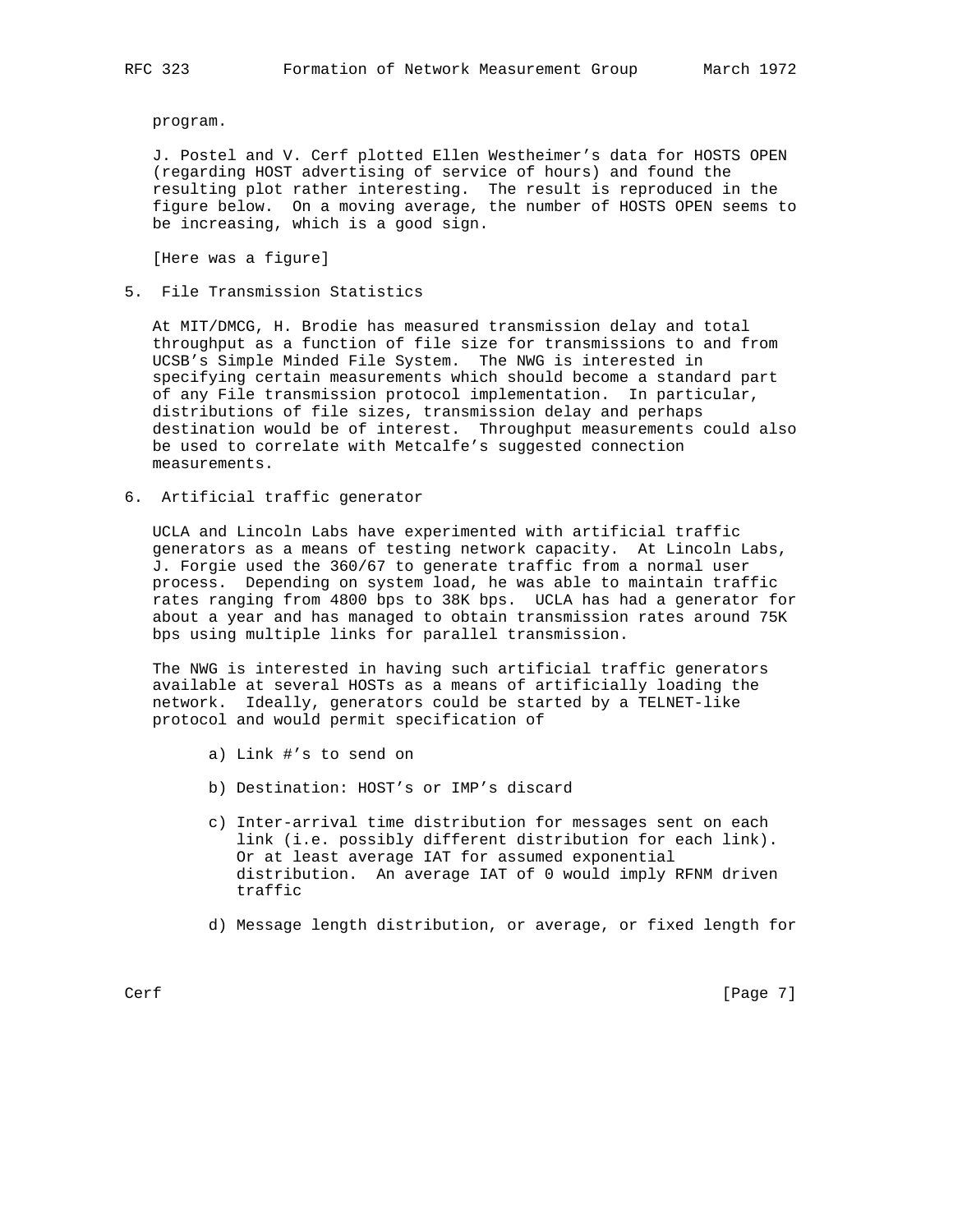program.

J. Postel and V. Cerf plotted Ellen Westheimer's data for HOSTS OPEN (regarding HOST advertising of service of hours) and found the resulting plot rather interesting. The result is reproduced in the figure below. On a moving average, the number of HOSTS OPEN seems to be increasing, which is a good sign.

[Here was a figure]

## 5. File Transmission Statistics

At MIT/DMCG, H. Brodie has measured transmission delay and total throughput as a function of file size for transmissions to and from UCSB's Simple Minded File System. The NWG is interested in specifying certain measurements which should become a standard part of any File transmission protocol implementation. In particular, distributions of file sizes, transmission delay and perhaps destination would be of interest. Throughput measurements could also be used to correlate with Metcalfe's suggested connection measurements.

## 6. Artificial traffic generator

UCLA and Lincoln Labs have experimented with artificial traffic generators as a means of testing network capacity. At Lincoln Labs, J. Forgie used the 360/67 to generate traffic from a normal user process. Depending on system load, he was able to maintain traffic rates ranging from 4800 bps to 38K bps. UCLA has had a generator for about a year and has managed to obtain transmission rates around 75K bps using multiple links for parallel transmission.

The NWG is interested in having such artificial traffic generators available at several HOSTs as a means of artificially loading the network. Ideally, generators could be started by a TELNET-like protocol and would permit specification of

a) Link #'s to send on

b) Destination: HOST's or IMP's discard

c) Inter-arrival time distribution for messages sent on each link (i.e. possibly different distribution for each link). Or at least average IAT for assumed exponential distribution. An average IAT of 0 would imply RFNM driven traffic

d) Message length distribution, or average, or fixed length for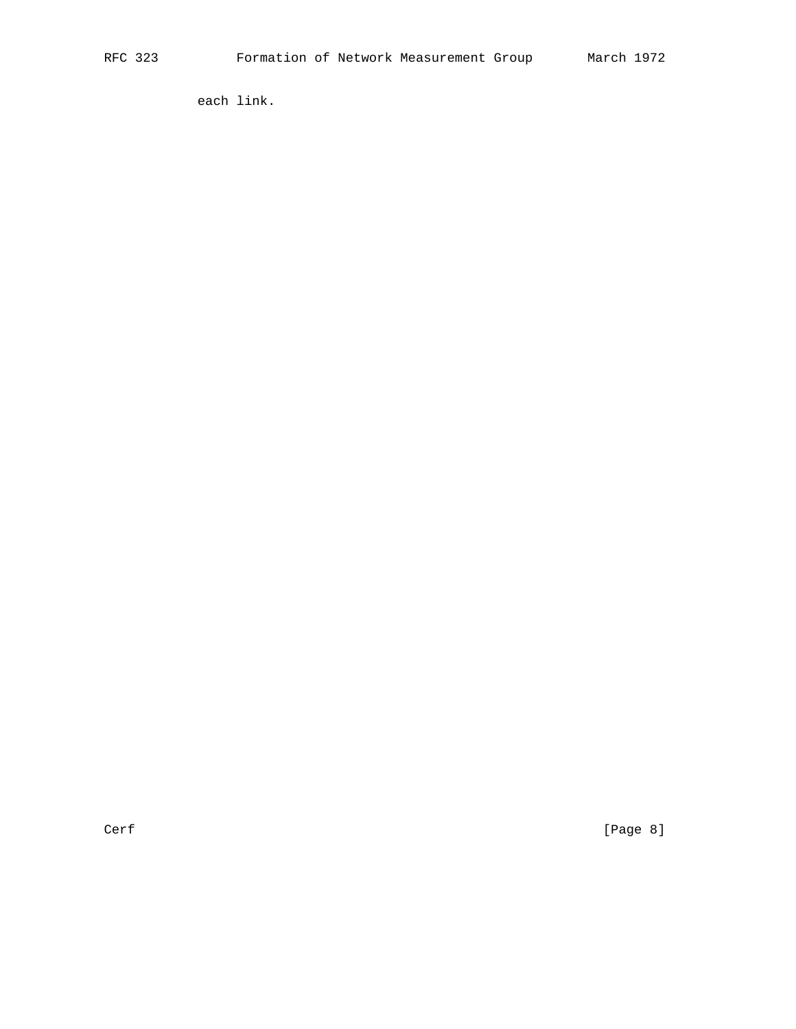each link.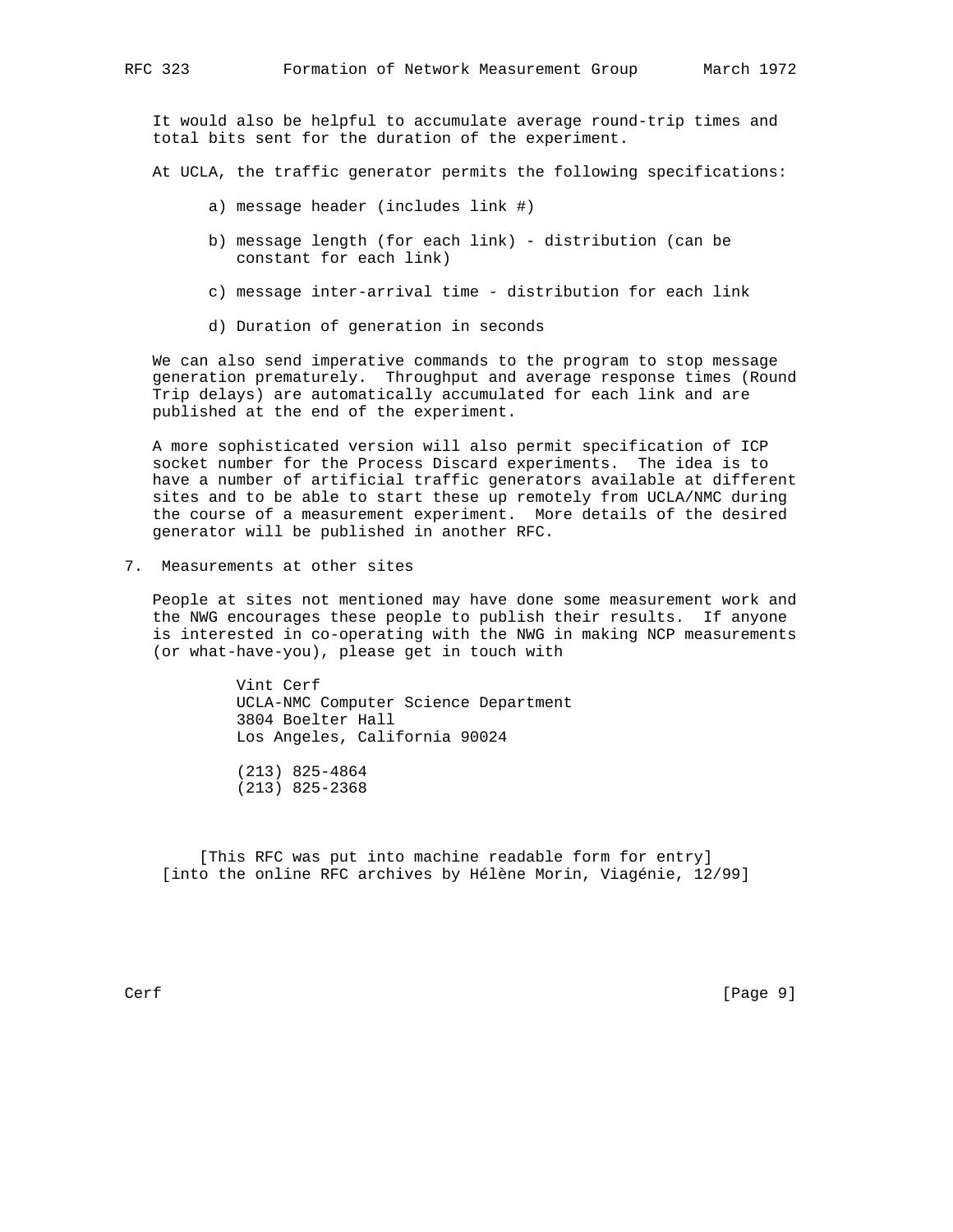It would also be helpful to accumulate average round-trip times and total bits sent for the duration of the experiment.

At UCLA, the traffic generator permits the following specifications:

a) message header (includes link #)

b) message length (for each link) - distribution (can be constant for each link)

c) message inter-arrival time - distribution for each link

d) Duration of generation in seconds

We can also send imperative commands to the program to stop message generation prematurely. Throughput and average response times (Round Trip delays) are automatically accumulated for each link and are published at the end of the experiment.

A more sophisticated version will also permit specification of ICP socket number for the Process Discard experiments. The idea is to have a number of artificial traffic generators available at different sites and to be able to start these up remotely from UCLA/NMC during the course of a measurement experiment. More details of the desired generator will be published in another RFC.

## 7. Measurements at other sites

People at sites not mentioned may have done some measurement work and the NWG encourages these people to publish their results. If anyone is interested in co-operating with the NWG in making NCP measurements (or what-have-you), please get in touch with

Vint Cerf
UCLA-NMC Computer Science Department
3804 Boelter Hall
Los Angeles, California 90024

(213) 825-4864
(213) 825-2368

[This RFC was put into machine readable form for entry]
[into the online RFC archives by Hélène Morin, Viagénie, 12/99]